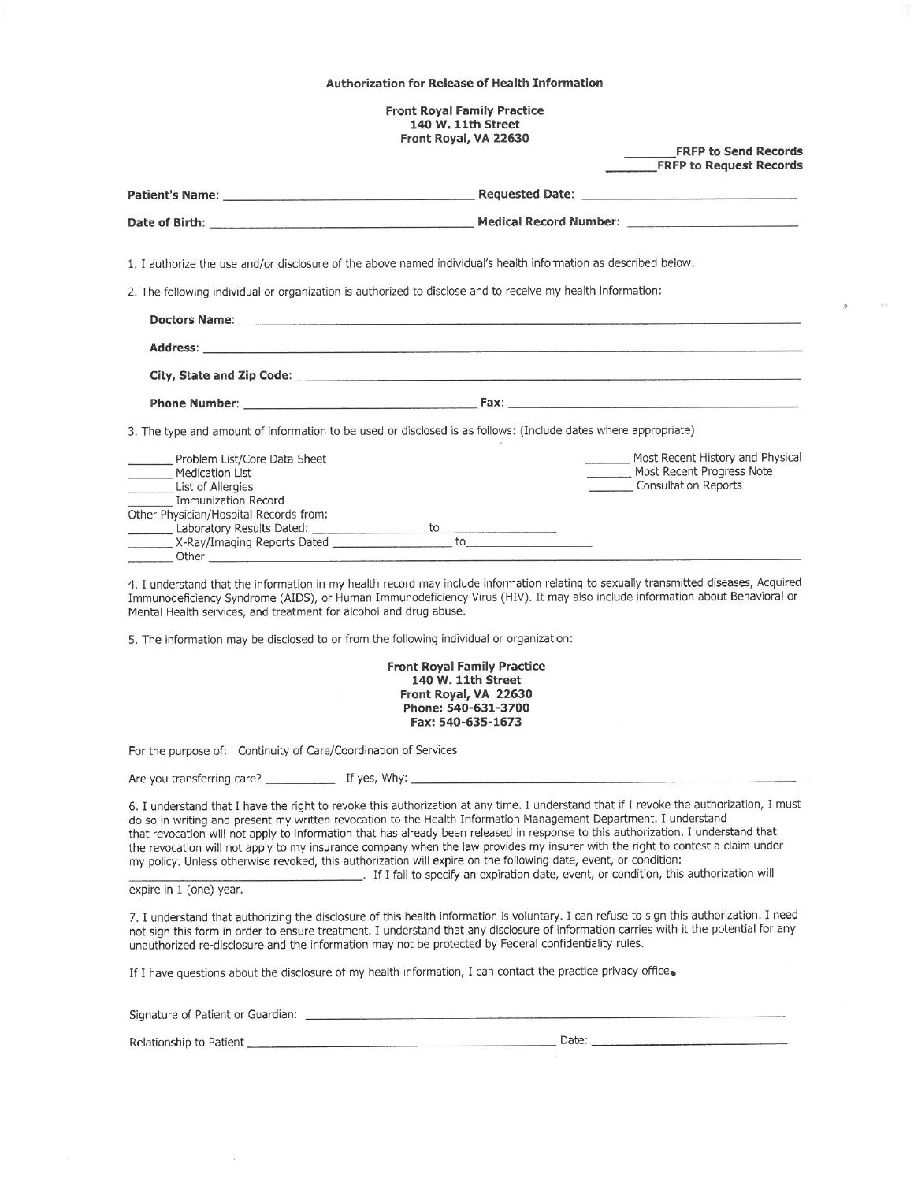**Authorization for Release of Health Information**

**Front Royal Family Practice**
**140 W. 11th Street**
**Front Royal, VA 22630**

_______ **FRFP to Send Records**
_______ **FRFP to Request Records**

**Patient's Name:** ______________________________ **Requested Date:** ______________________________

**Date of Birth:** ______________________________ **Medical Record Number:** ______________________________

1. I authorize the use and/or disclosure of the above named individual's health information as described below.

2. The following individual or organization is authorized to disclose and to receive my health information:

**Doctors Name:** ______________________________________________________________

**Address:** ______________________________________________________________

**City, State and Zip Code:** ______________________________________________________________

**Phone Number:** ______________________________ **Fax:** ______________________________

3. The type and amount of information to be used or disclosed is as follows: (Include dates where appropriate)

_______ Problem List/Core Data Sheet
_______ Medication List
_______ List of Allergies
_______ Immunization Record
Other Physician/Hospital Records from:
_______ Laboratory Results Dated: ______________ to ______________
_______ X-Ray/Imaging Reports Dated ______________ to ______________
_______ Other ______________________________________________________________

_______ Most Recent History and Physical
_______ Most Recent Progress Note
_______ Consultation Reports

4. I understand that the information in my health record may include information relating to sexually transmitted diseases, Acquired Immunodeficiency Syndrome (AIDS), or Human Immunodeficiency Virus (HIV). It may also include information about Behavioral or Mental Health services, and treatment for alcohol and drug abuse.

5. The information may be disclosed to or from the following individual or organization:

**Front Royal Family Practice**
**140 W. 11th Street**
**Front Royal, VA 22630**
**Phone: 540-631-3700**
**Fax: 540-635-1673**

For the purpose of: Continuity of Care/Coordination of Services

Are you transferring care? __________ If yes, Why: ______________________________________________

6. I understand that I have the right to revoke this authorization at any time. I understand that if I revoke the authorization, I must do so in writing and present my written revocation to the Health Information Management Department. I understand that revocation will not apply to information that has already been released in response to this authorization. I understand that the revocation will not apply to my insurance company when the law provides my insurer with the right to contest a claim under my policy. Unless otherwise revoked, this authorization will expire on the following date, event, or condition: ______________________________. If I fail to specify an expiration date, event, or condition, this authorization will expire in 1 (one) year.

7. I understand that authorizing the disclosure of this health information is voluntary. I can refuse to sign this authorization. I need not sign this form in order to ensure treatment. I understand that any disclosure of information carries with it the potential for any unauthorized re-disclosure and the information may not be protected by Federal confidentiality rules.

If I have questions about the disclosure of my health information, I can contact the practice privacy office.

Signature of Patient or Guardian: ______________________________________________________________

Relationship to Patient ______________________________________________ Date: ______________________________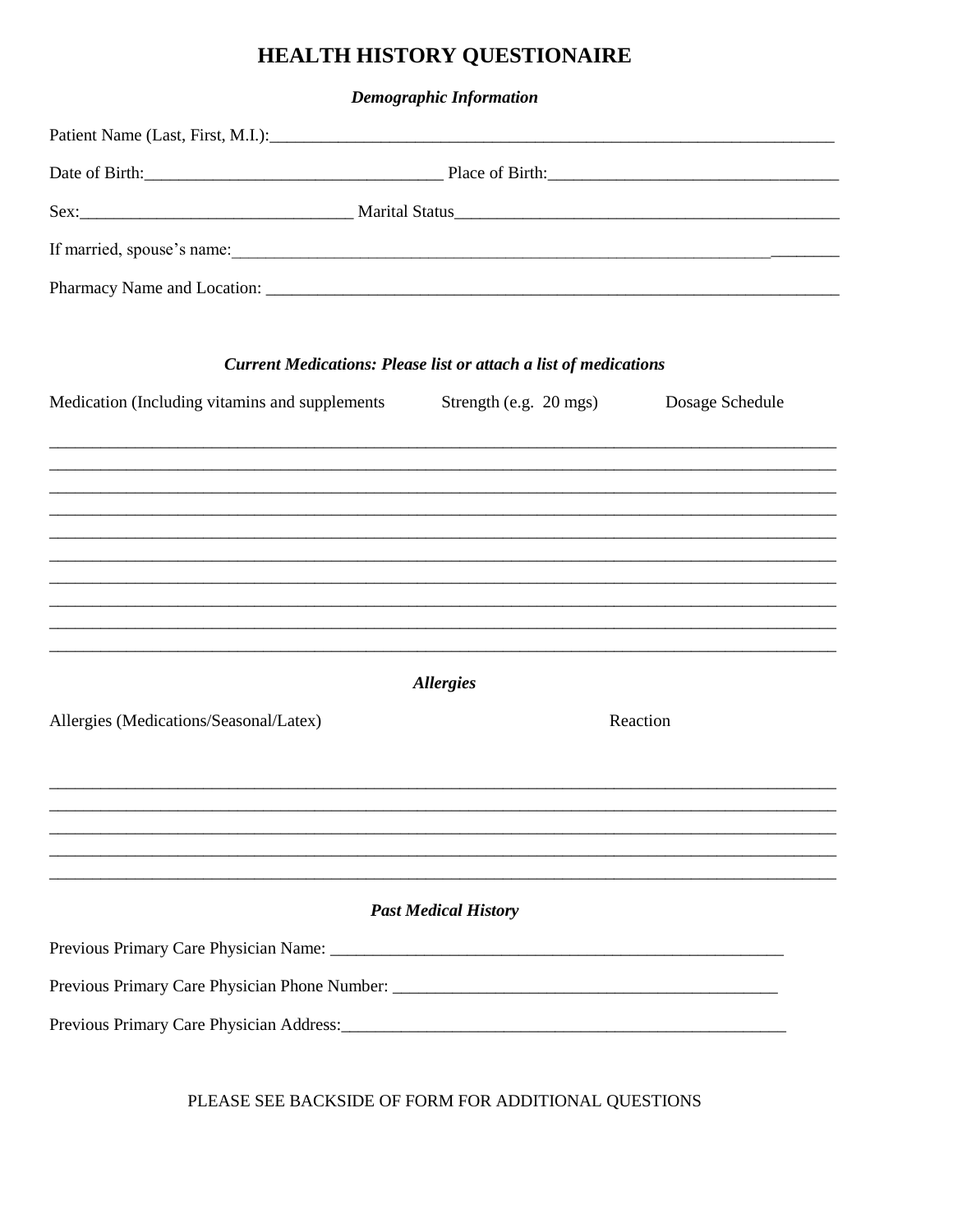# HEALTH HISTORY QUESTIONAIRE

***Demographic Information***

Patient Name (Last, First, M.I.):_______________________________________________________________

Date of Birth:_________________________________ Place of Birth:________________________________

Sex:_____________________________ Marital Status___________________________________________

If married, spouse's name:___________________________________________________________________

Pharmacy Name and Location: ________________________________________________________________

***Current Medications: Please list or attach a list of medications***

Medication (Including vitamins and supplements     Strength (e.g. 20 mgs)     Dosage Schedule

___________________________________________________________________________________________

___________________________________________________________________________________________

___________________________________________________________________________________________

___________________________________________________________________________________________

___________________________________________________________________________________________

___________________________________________________________________________________________

___________________________________________________________________________________________

___________________________________________________________________________________________

___________________________________________________________________________________________

___________________________________________________________________________________________

***Allergies***

Allergies (Medications/Seasonal/Latex)     Reaction

___________________________________________________________________________________________

___________________________________________________________________________________________

___________________________________________________________________________________________

___________________________________________________________________________________________

___________________________________________________________________________________________

***Past Medical History***

Previous Primary Care Physician Name: _____________________________________________________

Previous Primary Care Physician Phone Number: ______________________________________________

Previous Primary Care Physician Address:____________________________________________________

PLEASE SEE BACKSIDE OF FORM FOR ADDITIONAL QUESTIONS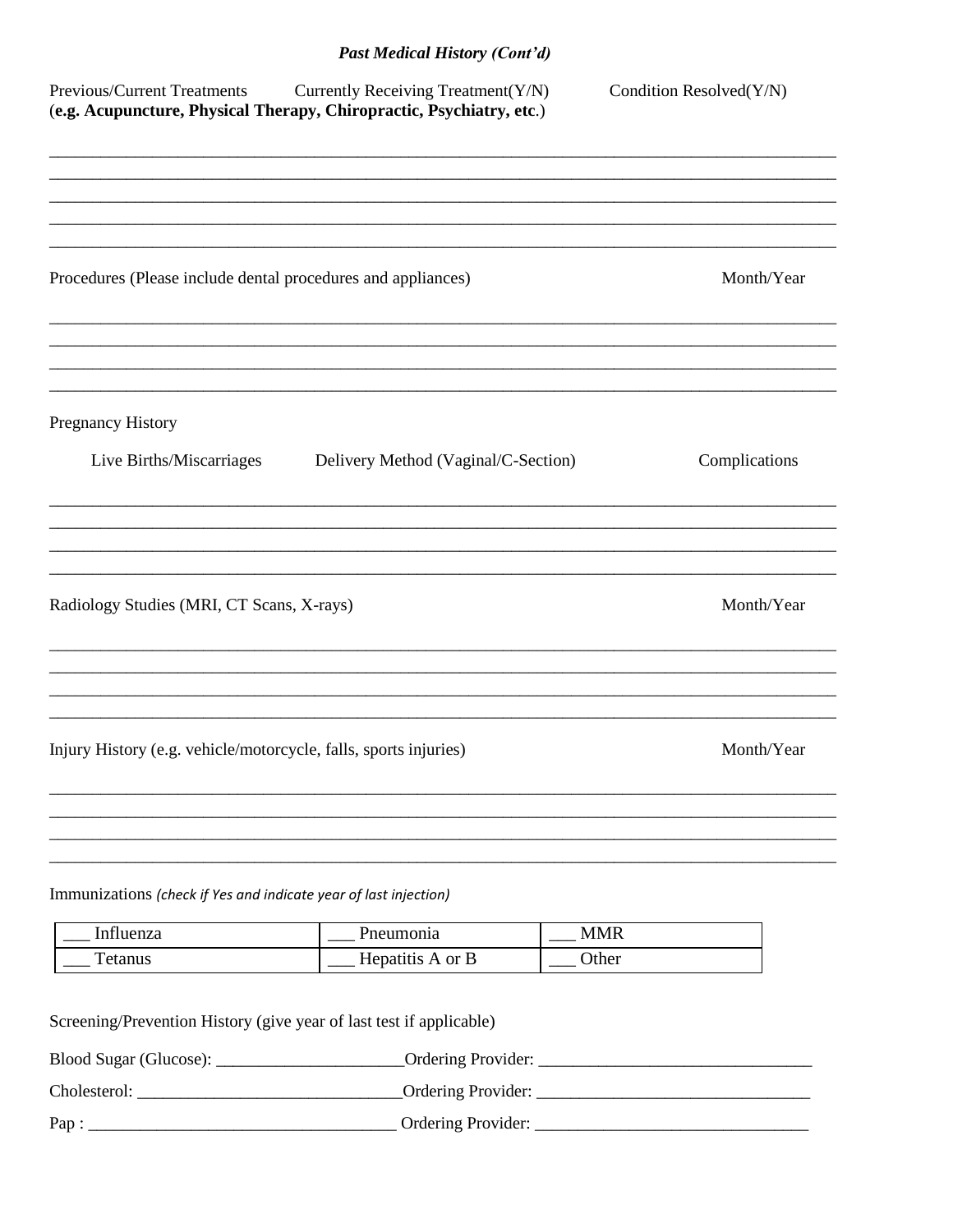### *Past Medical History (Cont'd)*

Previous/Current Treatments Currently Receiving Treatment(Y/N) Condition Resolved(Y/N)
(**e.g. Acupuncture, Physical Therapy, Chiropractic, Psychiatry, etc**.)

______________________________________________________________________________

______________________________________________________________________________

______________________________________________________________________________

______________________________________________________________________________

______________________________________________________________________________

Procedures (Please include dental procedures and appliances) Month/Year

______________________________________________________________________________

______________________________________________________________________________

______________________________________________________________________________

______________________________________________________________________________

Pregnancy History

Live Births/Miscarriages Delivery Method (Vaginal/C-Section) Complications

______________________________________________________________________________

______________________________________________________________________________

______________________________________________________________________________

______________________________________________________________________________

Radiology Studies (MRI, CT Scans, X-rays) Month/Year

______________________________________________________________________________

______________________________________________________________________________

______________________________________________________________________________

______________________________________________________________________________

Injury History (e.g. vehicle/motorcycle, falls, sports injuries) Month/Year

______________________________________________________________________________

______________________________________________________________________________

______________________________________________________________________________

______________________________________________________________________________

Immunizations *(check if Yes and indicate year of last injection)*

| ___ Influenza | ___ Pneumonia | ___ MMR |
|---|---|---|
| ___ Tetanus | ___ Hepatitis A or B | ___ Other |

Screening/Prevention History (give year of last test if applicable)

Blood Sugar (Glucose): _____________________Ordering Provider: _______________________________

Cholesterol: ______________________________Ordering Provider: _______________________________

Pap : ___________________________________ Ordering Provider: _______________________________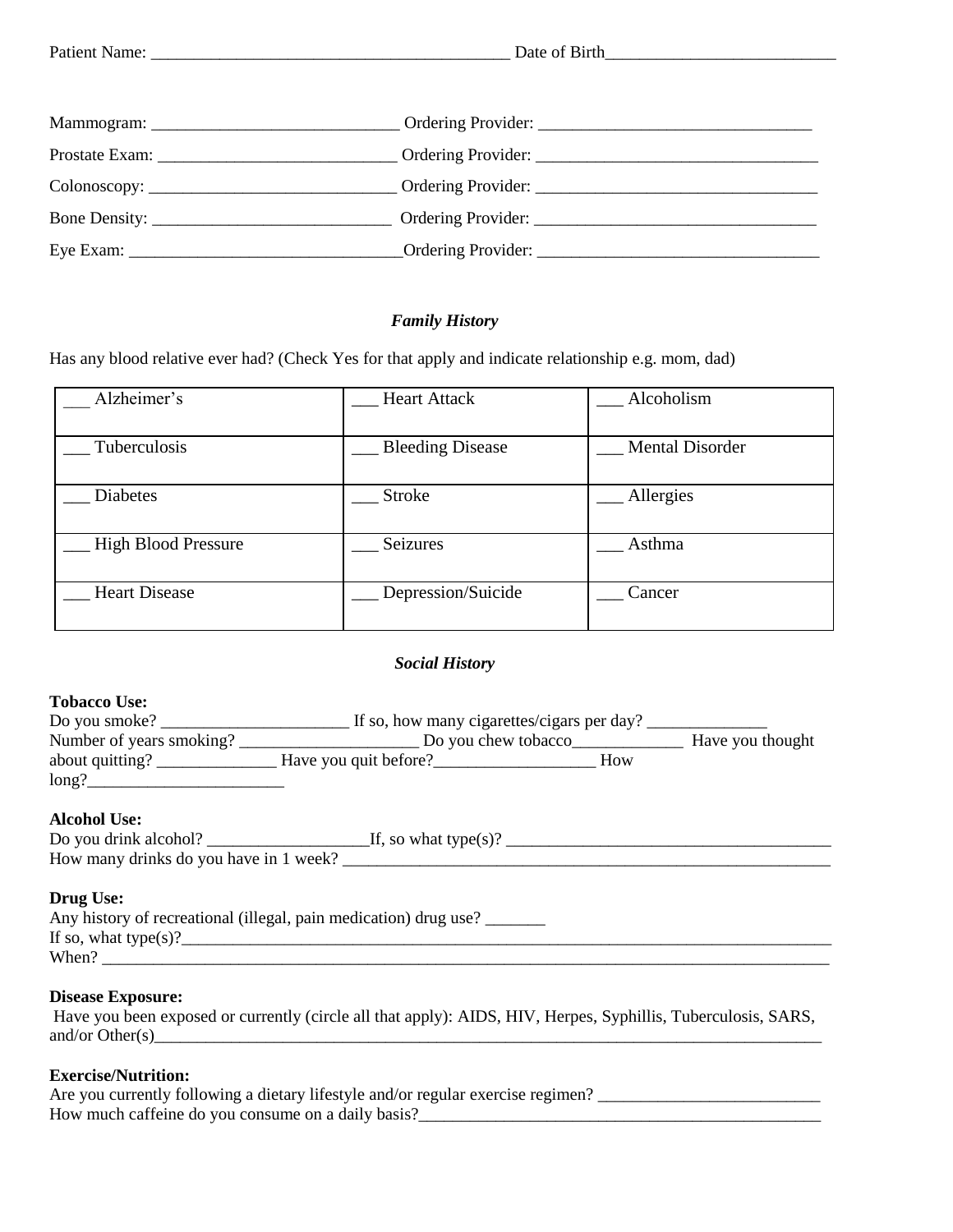Patient Name: ___________________________________________ Date of Birth___________________________

Mammogram: _____________________________ Ordering Provider: ________________________________

Prostate Exam: ____________________________ Ordering Provider: _________________________________

Colonoscopy: ____________________________ Ordering Provider: _________________________________

Bone Density: ____________________________ Ordering Provider: _________________________________

Eye Exam: ________________________________Ordering Provider: _________________________________

### *Family History*

Has any blood relative ever had? (Check Yes for that apply and indicate relationship e.g. mom, dad)

| | | |
|---|---|---|
| ___ Alzheimer's | ___ Heart Attack | ___ Alcoholism |
| ___ Tuberculosis | ___ Bleeding Disease | ___ Mental Disorder |
| ___ Diabetes | ___ Stroke | ___ Allergies |
| ___ High Blood Pressure | ___ Seizures | ___ Asthma |
| ___ Heart Disease | ___ Depression/Suicide | ___ Cancer |

### *Social History*

**Tobacco Use:**

Do you smoke? ______________________ If so, how many cigarettes/cigars per day? ______________
Number of years smoking? _____________________ Do you chew tobacco_____________ Have you thought about quitting? ______________ Have you quit before?___________________ How long?_______________________

**Alcohol Use:**

Do you drink alcohol? ___________________If, so what type(s)? ______________________________________
How many drinks do you have in 1 week? ____________________________________________________________

**Drug Use:**

Any history of recreational (illegal, pain medication) drug use? _______
If so, what type(s)?__________________________________________________________________________________
When? ______________________________________________________________________________________

**Disease Exposure:**

Have you been exposed or currently (circle all that apply): AIDS, HIV, Herpes, Syphillis, Tuberculosis, SARS, and/or Other(s)___________________________________________________________________________________

**Exercise/Nutrition:**

Are you currently following a dietary lifestyle and/or regular exercise regimen? __________________________
How much caffeine do you consume on a daily basis?_________________________________________________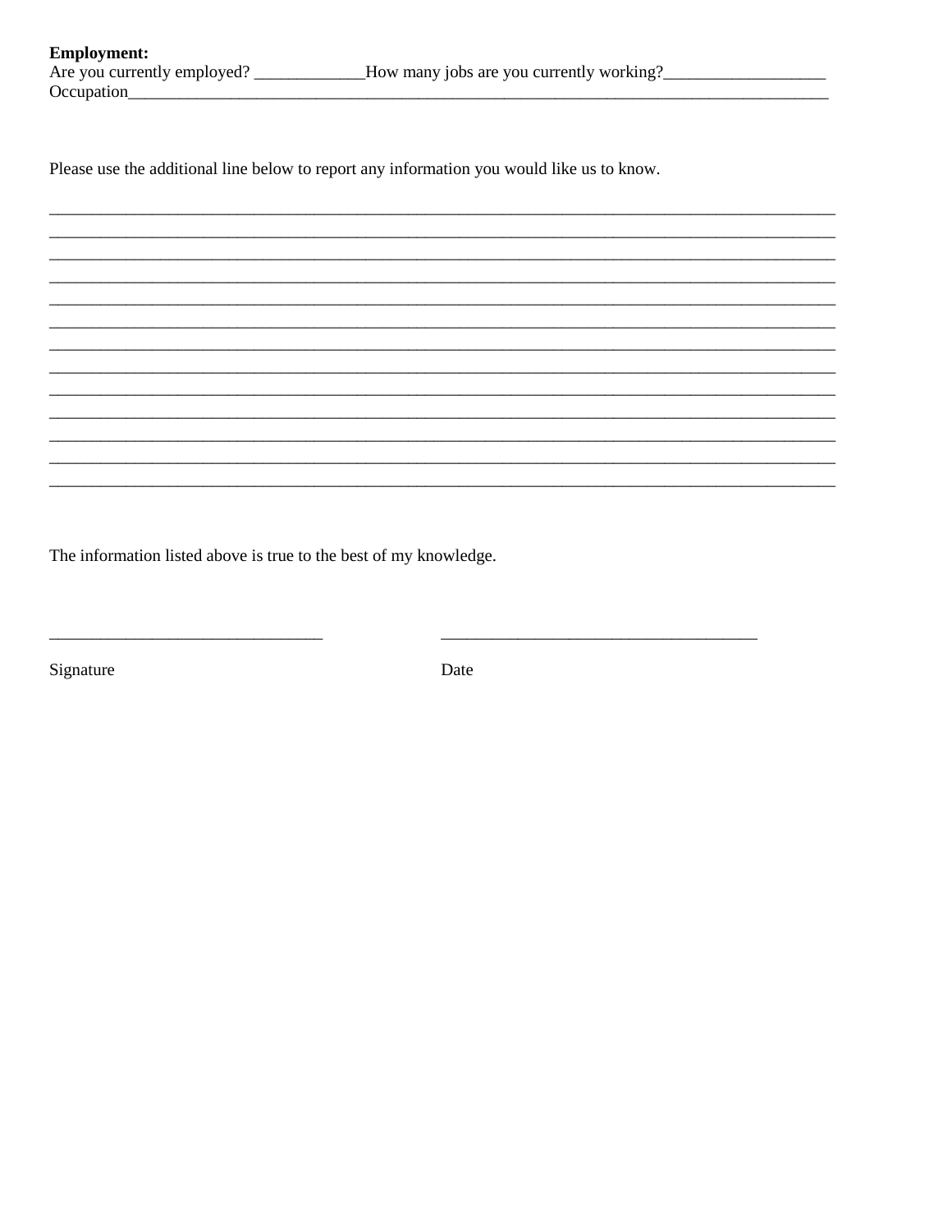**Employment:**
Are you currently employed? _____________How many jobs are you currently working?___________________
Occupation_________________________________________________________________________________

Please use the additional line below to report any information you would like us to know.

___________________________________________________________________________________________
___________________________________________________________________________________________
___________________________________________________________________________________________
___________________________________________________________________________________________
___________________________________________________________________________________________
___________________________________________________________________________________________
___________________________________________________________________________________________
___________________________________________________________________________________________
___________________________________________________________________________________________
___________________________________________________________________________________________
___________________________________________________________________________________________
___________________________________________________________________________________________
___________________________________________________________________________________________

The information listed above is true to the best of my knowledge.

________________________________ ______________________________________

Signature Date